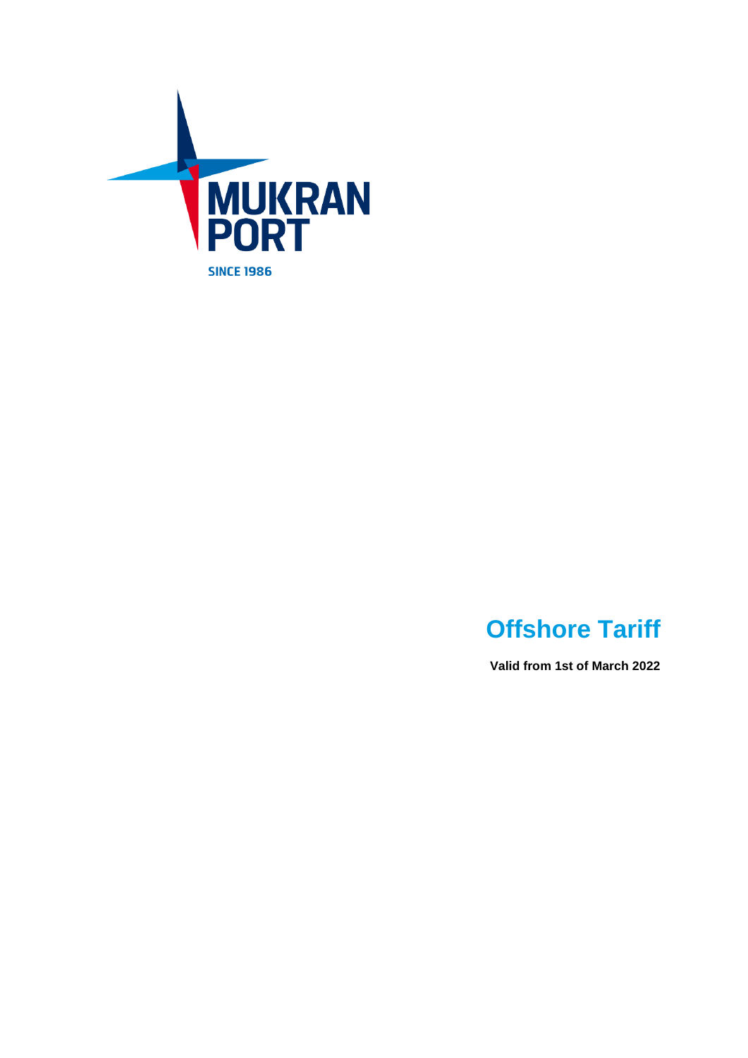MUKRAN PORT

SINCE 1986

# Offshore Tariff

**Valid from 1st of March 2022**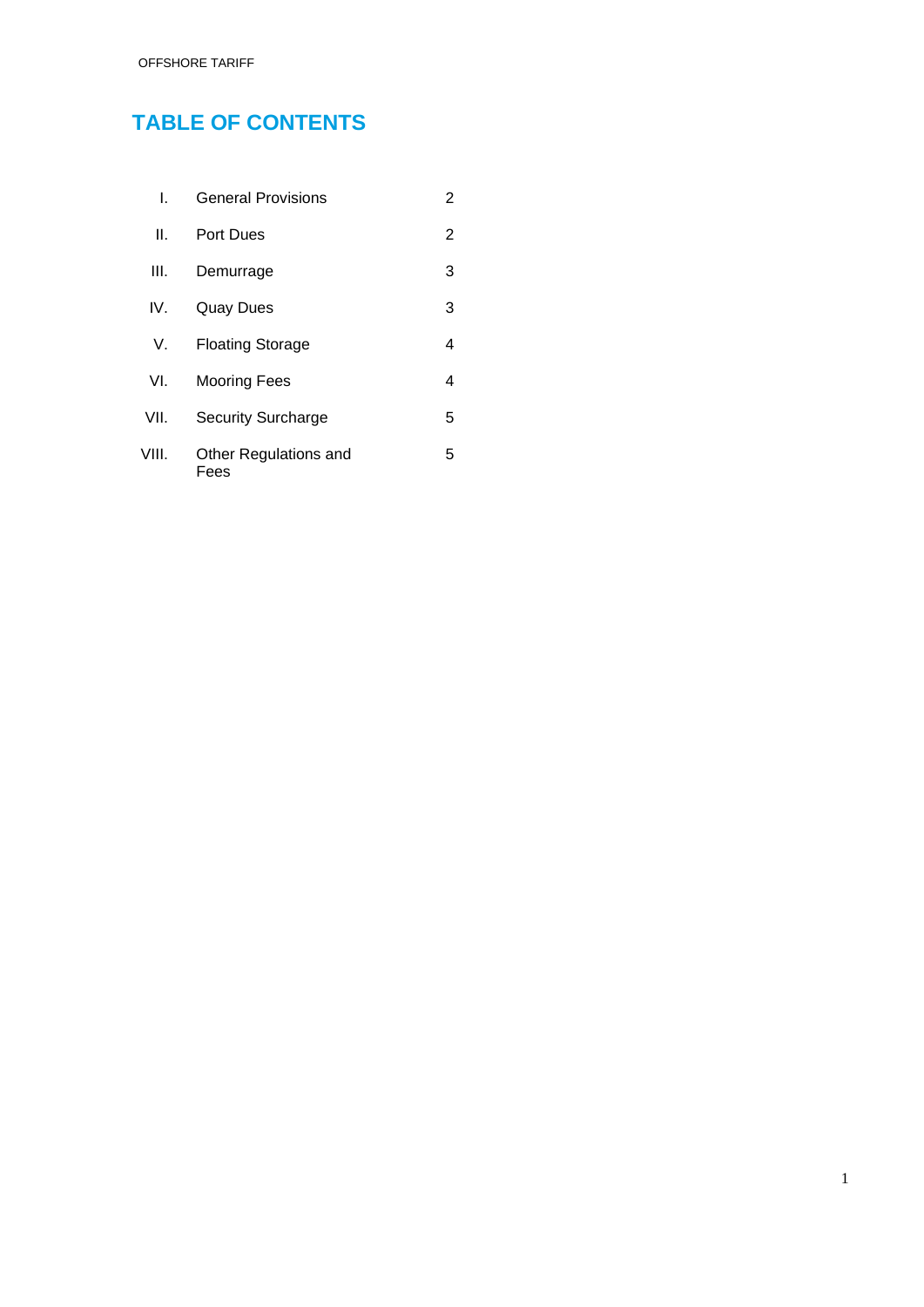## TABLE OF CONTENTS

| | | |
|---|---|---|
| I. | General Provisions | 2 |
| II. | Port Dues | 2 |
| III. | Demurrage | 3 |
| IV. | Quay Dues | 3 |
| V. | Floating Storage | 4 |
| VI. | Mooring Fees | 4 |
| VII. | Security Surcharge | 5 |
| VIII. | Other Regulations and Fees | 5 |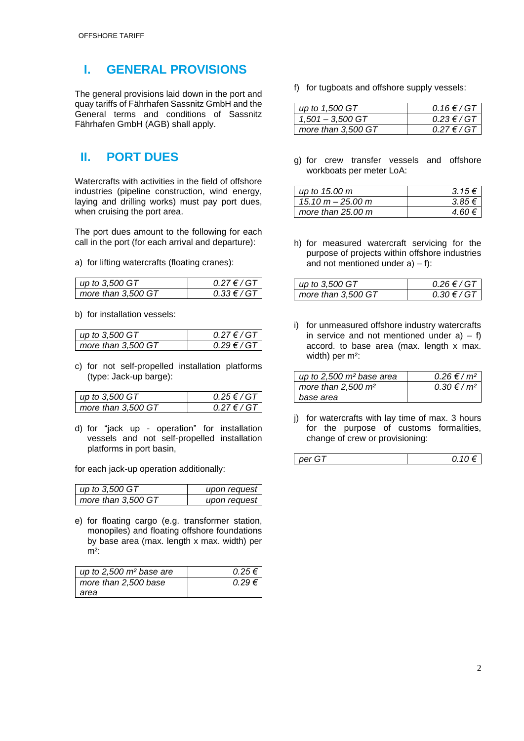# I. GENERAL PROVISIONS

The general provisions laid down in the port and quay tariffs of Fährhafen Sassnitz GmbH and the General terms and conditions of Sassnitz Fährhafen GmbH (AGB) shall apply.

# II. PORT DUES

Watercrafts with activities in the field of offshore industries (pipeline construction, wind energy, laying and drilling works) must pay port dues, when cruising the port area.

The port dues amount to the following for each call in the port (for each arrival and departure):

a) for lifting watercrafts (floating cranes):

| | |
|---|---:|
| *up to 3,500 GT* | *0.27 € / GT* |
| *more than 3,500 GT* | *0.33 € / GT* |

b) for installation vessels:

| | |
|---|---:|
| *up to 3,500 GT* | *0.27 € / GT* |
| *more than 3,500 GT* | *0.29 € / GT* |

c) for not self-propelled installation platforms (type: Jack-up barge):

| | |
|---|---:|
| *up to 3,500 GT* | *0.25 € / GT* |
| *more than 3,500 GT* | *0.27 € / GT* |

d) for "jack up - operation" for installation vessels and not self-propelled installation platforms in port basin,

for each jack-up operation additionally:

| | |
|---|---:|
| *up to 3,500 GT* | *upon request* |
| *more than 3,500 GT* | *upon request* |

e) for floating cargo (e.g. transformer station, monopiles) and floating offshore foundations by base area (max. length x max. width) per m²:

| | |
|---|---:|
| *up to 2,500 m² base are* | *0.25 €* |
| *more than 2,500 base area* | *0.29 €* |

f) for tugboats and offshore supply vessels:

| | |
|---|---:|
| *up to 1,500 GT* | *0.16 € / GT* |
| *1,501 – 3,500 GT* | *0.23 € / GT* |
| *more than 3,500 GT* | *0.27 € / GT* |

g) for crew transfer vessels and offshore workboats per meter LoA:

| | |
|---|---:|
| *up to 15.00 m* | *3.15 €* |
| *15.10 m – 25.00 m* | *3.85 €* |
| *more than 25.00 m* | *4.60 €* |

h) for measured watercraft servicing for the purpose of projects within offshore industries and not mentioned under a) – f):

| | |
|---|---:|
| *up to 3,500 GT* | *0.26 € / GT* |
| *more than 3,500 GT* | *0.30 € / GT* |

i) for unmeasured offshore industry watercrafts in service and not mentioned under a) – f) accord. to base area (max. length x max. width) per m²:

| | |
|---|---:|
| *up to 2,500 m² base area* | *0.26 € / m²* |
| *more than 2,500 m² base area* | *0.30 € / m²* |

j) for watercrafts with lay time of max. 3 hours for the purpose of customs formalities, change of crew or provisioning:

| | |
|---|---:|
| *per GT* | *0.10 €* |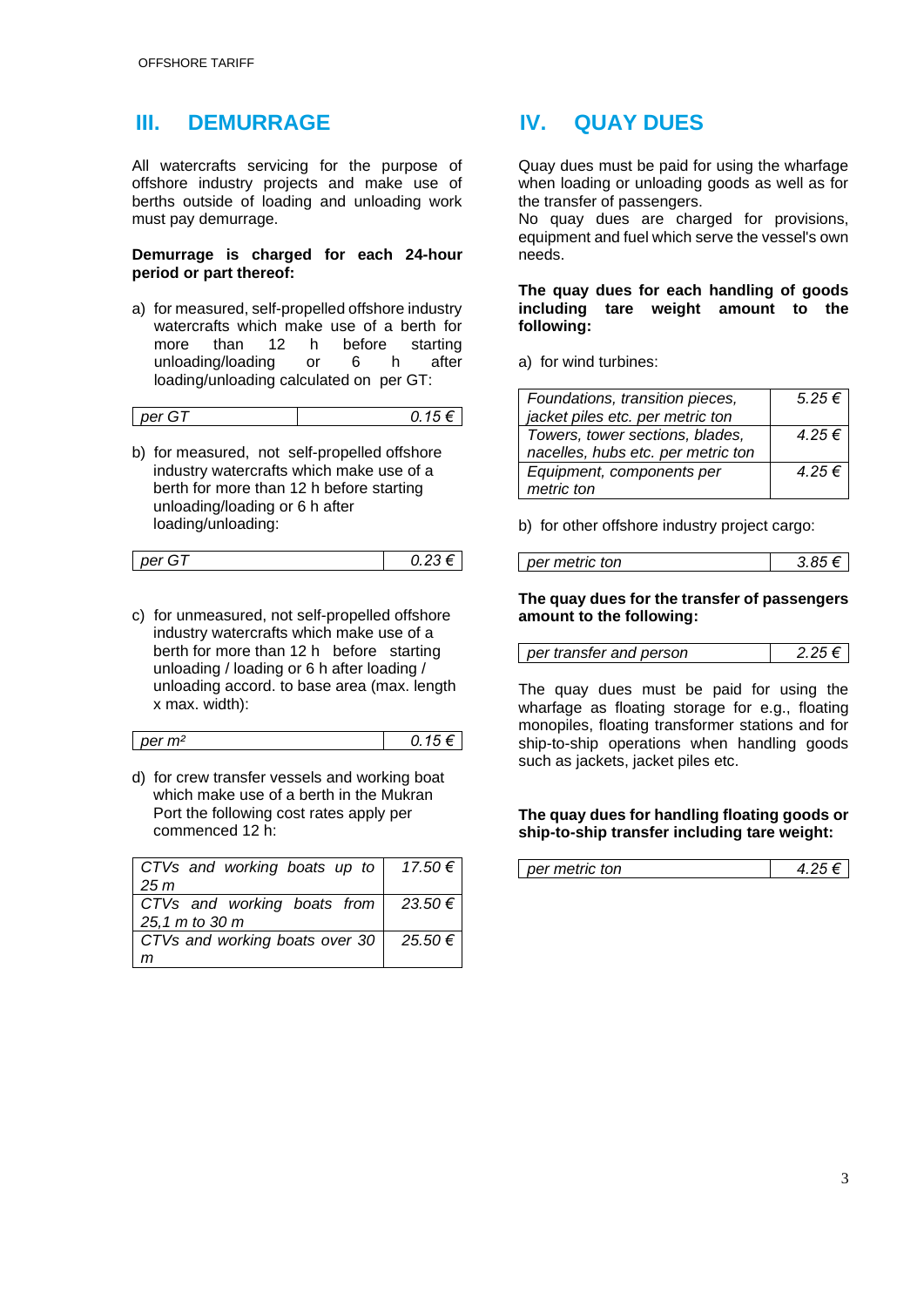## III. DEMURRAGE

All watercrafts servicing for the purpose of offshore industry projects and make use of berths outside of loading and unloading work must pay demurrage.

**Demurrage is charged for each 24-hour period or part thereof:**

a) for measured, self-propelled offshore industry watercrafts which make use of a berth for more than 12 h before starting unloading/loading or 6 h after loading/unloading calculated on per GT:

| | |
|---|---|
| *per GT* | *0.15 €* |

b) for measured, not self-propelled offshore industry watercrafts which make use of a berth for more than 12 h before starting unloading/loading or 6 h after loading/unloading:

| | |
|---|---|
| *per GT* | *0.23 €* |

c) for unmeasured, not self-propelled offshore industry watercrafts which make use of a berth for more than 12 h before starting unloading / loading or 6 h after loading / unloading accord. to base area (max. length x max. width):

| | |
|---|---|
| *per m²* | *0.15 €* |

d) for crew transfer vessels and working boat which make use of a berth in the Mukran Port the following cost rates apply per commenced 12 h:

| | |
|---|---|
| *CTVs and working boats up to 25 m* | *17.50 €* |
| *CTVs and working boats from 25,1 m to 30 m* | *23.50 €* |
| *CTVs and working boats over 30 m* | *25.50 €* |

## IV. QUAY DUES

Quay dues must be paid for using the wharfage when loading or unloading goods as well as for the transfer of passengers.
No quay dues are charged for provisions, equipment and fuel which serve the vessel's own needs.

**The quay dues for each handling of goods including tare weight amount to the following:**

a) for wind turbines:

| | |
|---|---|
| *Foundations, transition pieces, jacket piles etc. per metric ton* | *5.25 €* |
| *Towers, tower sections, blades, nacelles, hubs etc. per metric ton* | *4.25 €* |
| *Equipment, components per metric ton* | *4.25 €* |

b) for other offshore industry project cargo:

| | |
|---|---|
| *per metric ton* | *3.85 €* |

**The quay dues for the transfer of passengers amount to the following:**

| | |
|---|---|
| *per transfer and person* | *2.25 €* |

The quay dues must be paid for using the wharfage as floating storage for e.g., floating monopiles, floating transformer stations and for ship-to-ship operations when handling goods such as jackets, jacket piles etc.

**The quay dues for handling floating goods or ship-to-ship transfer including tare weight:**

| | |
|---|---|
| *per metric ton* | *4.25 €* |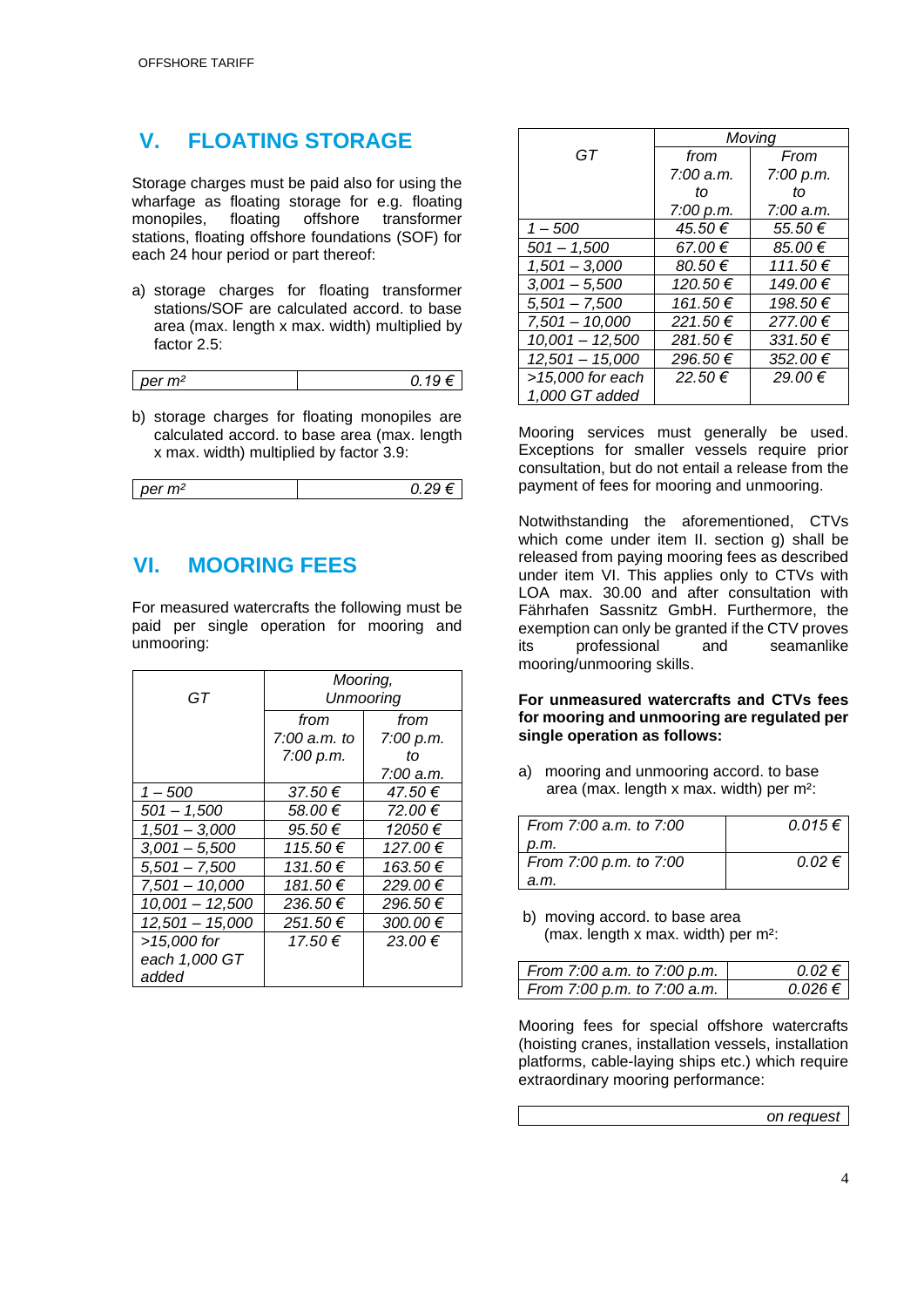## V. FLOATING STORAGE

Storage charges must be paid also for using the wharfage as floating storage for e.g. floating monopiles, floating offshore transformer stations, floating offshore foundations (SOF) for each 24 hour period or part thereof:

a) storage charges for floating transformer stations/SOF are calculated accord. to base area (max. length x max. width) multiplied by factor 2.5:

| *per m²* | *0.19 €* |
|---|---|

b) storage charges for floating monopiles are calculated accord. to base area (max. length x max. width) multiplied by factor 3.9:

| *per m²* | *0.29 €* |
|---|---|

## VI. MOORING FEES

For measured watercrafts the following must be paid per single operation for mooring and unmooring:

| *GT* | *Mooring, Unmooring* | |
|---|---|---|
| | *from 7:00 a.m. to 7:00 p.m.* | *from 7:00 p.m. to 7:00 a.m.* |
| *1 – 500* | *37.50 €* | *47.50 €* |
| *501 – 1,500* | *58.00 €* | *72.00 €* |
| *1,501 – 3,000* | *95.50 €* | *12050 €* |
| *3,001 – 5,500* | *115.50 €* | *127.00 €* |
| *5,501 – 7,500* | *131.50 €* | *163.50 €* |
| *7,501 – 10,000* | *181.50 €* | *229.00 €* |
| *10,001 – 12,500* | *236.50 €* | *296.50 €* |
| *12,501 – 15,000* | *251.50 €* | *300.00 €* |
| *>15,000 for each 1,000 GT added* | *17.50 €* | *23.00 €* |

| *GT* | *Moving* | |
|---|---|---|
| | *from 7:00 a.m. to 7:00 p.m.* | *From 7:00 p.m. to 7:00 a.m.* |
| *1 – 500* | *45.50 €* | *55.50 €* |
| *501 – 1,500* | *67.00 €* | *85.00 €* |
| *1,501 – 3,000* | *80.50 €* | *111.50 €* |
| *3,001 – 5,500* | *120.50 €* | *149.00 €* |
| *5,501 – 7,500* | *161.50 €* | *198.50 €* |
| *7,501 – 10,000* | *221.50 €* | *277.00 €* |
| *10,001 – 12,500* | *281.50 €* | *331.50 €* |
| *12,501 – 15,000* | *296.50 €* | *352.00 €* |
| *>15,000 for each 1,000 GT added* | *22.50 €* | *29.00 €* |

Mooring services must generally be used. Exceptions for smaller vessels require prior consultation, but do not entail a release from the payment of fees for mooring and unmooring.

Notwithstanding the aforementioned, CTVs which come under item II. section g) shall be released from paying mooring fees as described under item VI. This applies only to CTVs with LOA max. 30.00 and after consultation with Fährhafen Sassnitz GmbH. Furthermore, the exemption can only be granted if the CTV proves its professional and seamanlike mooring/unmooring skills.

**For unmeasured watercrafts and CTVs fees for mooring and unmooring are regulated per single operation as follows:**

a) mooring and unmooring accord. to base area (max. length x max. width) per m²:

| *From 7:00 a.m. to 7:00 p.m.* | *0.015 €* |
|---|---|
| *From 7:00 p.m. to 7:00 a.m.* | *0.02 €* |

b) moving accord. to base area (max. length x max. width) per m²:

| *From 7:00 a.m. to 7:00 p.m.* | *0.02 €* |
|---|---|
| *From 7:00 p.m. to 7:00 a.m.* | *0.026 €* |

Mooring fees for special offshore watercrafts (hoisting cranes, installation vessels, installation platforms, cable-laying ships etc.) which require extraordinary mooring performance:

| *on request* |
|---|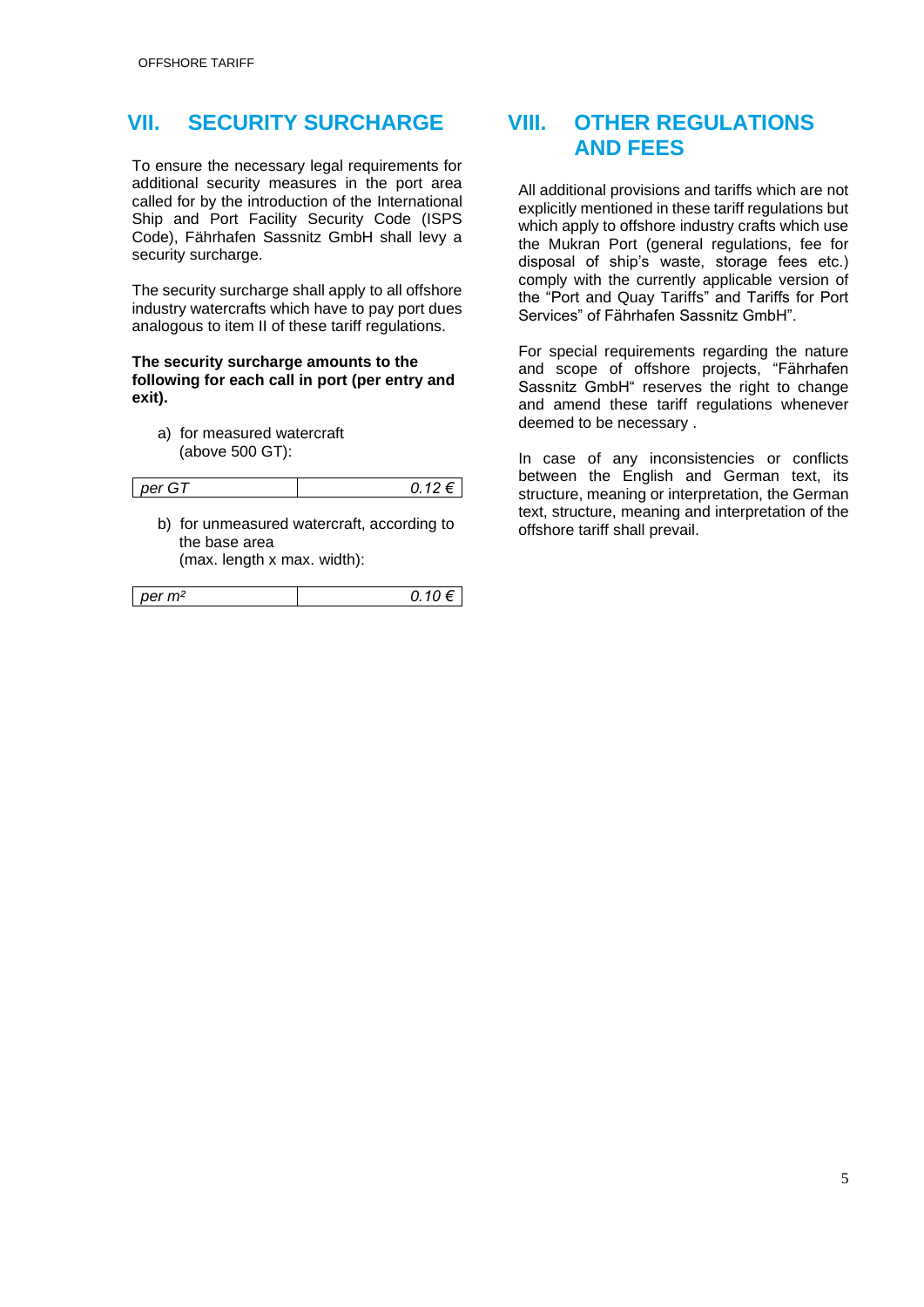## VII. SECURITY SURCHARGE

To ensure the necessary legal requirements for additional security measures in the port area called for by the introduction of the International Ship and Port Facility Security Code (ISPS Code), Fährhafen Sassnitz GmbH shall levy a security surcharge.

The security surcharge shall apply to all offshore industry watercrafts which have to pay port dues analogous to item II of these tariff regulations.

**The security surcharge amounts to the following for each call in port (per entry and exit).**

a) for measured watercraft (above 500 GT):

| | |
|---|---|
| *per GT* | *0.12 €* |

b) for unmeasured watercraft, according to the base area (max. length x max. width):

| | |
|---|---|
| *per m²* | *0.10 €* |

## VIII. OTHER REGULATIONS AND FEES

All additional provisions and tariffs which are not explicitly mentioned in these tariff regulations but which apply to offshore industry crafts which use the Mukran Port (general regulations, fee for disposal of ship's waste, storage fees etc.) comply with the currently applicable version of the "Port and Quay Tariffs" and Tariffs for Port Services" of Fährhafen Sassnitz GmbH".

For special requirements regarding the nature and scope of offshore projects, "Fährhafen Sassnitz GmbH" reserves the right to change and amend these tariff regulations whenever deemed to be necessary .

In case of any inconsistencies or conflicts between the English and German text, its structure, meaning or interpretation, the German text, structure, meaning and interpretation of the offshore tariff shall prevail.